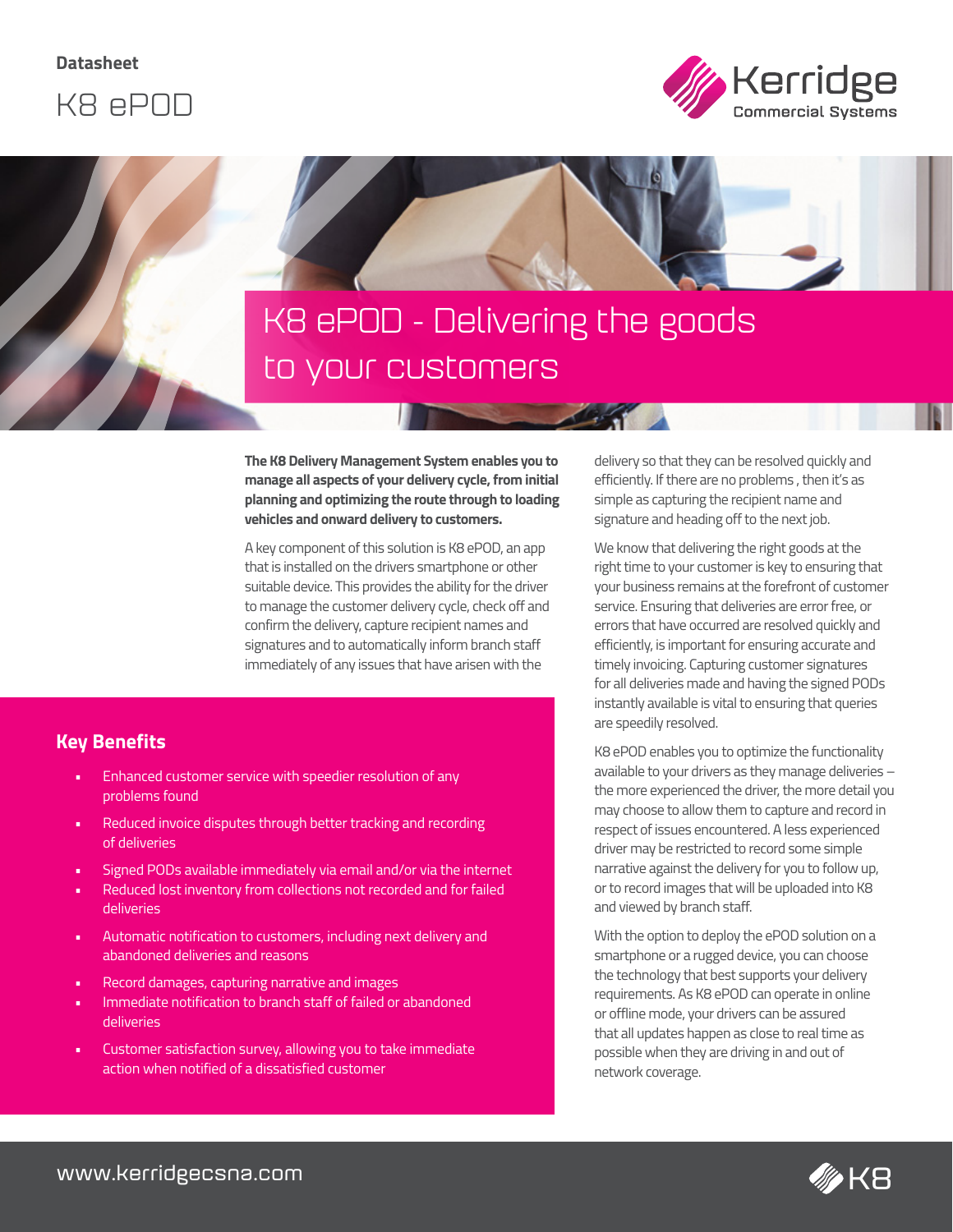**Datasheet**

# K8 ePOD

## K8 ePOD - Delivering the goods to your customers

**The K8 Delivery Management System enables you to manage all aspects of your delivery cycle, from initial planning and optimizing the route through to loading vehicles and onward delivery to customers.**

A key component of this solution is K8 ePOD, an app that is installed on the drivers smartphone or other suitable device. This provides the ability for the driver to manage the customer delivery cycle, check off and confirm the delivery, capture recipient names and signatures and to automatically inform branch staff immediately of any issues that have arisen with the delivery so that they can be resolved quickly and efficiently. If there are no problems , then it's as simple as capturing the recipient name and signature and heading off to the next job.

We know that delivering the right goods at the right time to your customer is key to ensuring that your business remains at the forefront of customer service. Ensuring that deliveries are error free, or errors that have occurred are resolved quickly and efficiently, is important for ensuring accurate and timely invoicing. Capturing customer signatures for all deliveries made and having the signed PODs instantly available is vital to ensuring that queries are speedily resolved.

K8 ePOD enables you to optimize the functionality available to your drivers as they manage deliveries – the more experienced the driver, the more detail you may choose to allow them to capture and record in respect of issues encountered. A less experienced driver may be restricted to record some simple narrative against the delivery for you to follow up, or to record images that will be uploaded into K8 and viewed by branch staff.

With the option to deploy the ePOD solution on a smartphone or a rugged device, you can choose the technology that best supports your delivery requirements. As K8 ePOD can operate in online or offline mode, your drivers can be assured that all updates happen as close to real time as possible when they are driving in and out of network coverage.

### Key Benefits

- Enhanced customer service with speedier resolution of any problems found
- Reduced invoice disputes through better tracking and recording of deliveries
- Signed PODs available immediately via email and/or via the internet
- Reduced lost inventory from collections not recorded and for failed deliveries
- Automatic notification to customers, including next delivery and abandoned deliveries and reasons
- Record damages, capturing narrative and images
- Immediate notification to branch staff of failed or abandoned deliveries
- Customer satisfaction survey, allowing you to take immediate action when notified of a dissatisfied customer

www.kerridgecsna.com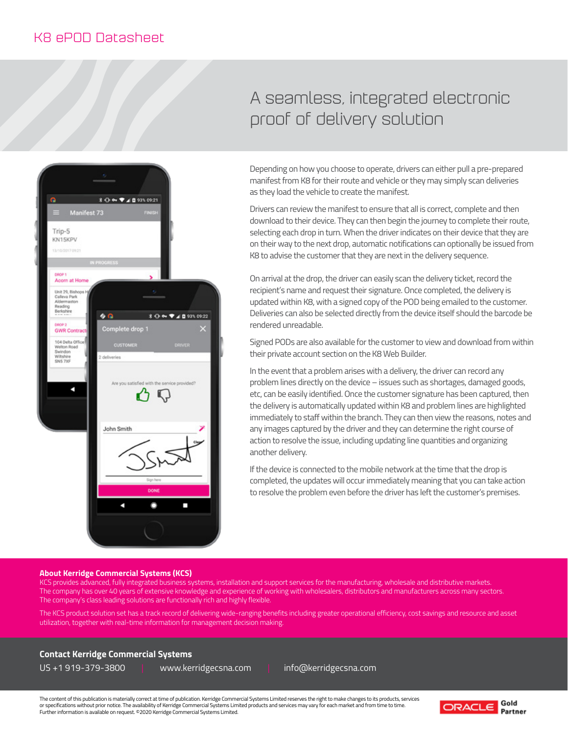# K8 ePOD Datasheet

## A seamless, integrated electronic proof of delivery solution

Depending on how you choose to operate, drivers can either pull a pre-prepared manifest from K8 for their route and vehicle or they may simply scan deliveries as they load the vehicle to create the manifest.

Drivers can review the manifest to ensure that all is correct, complete and then download to their device. They can then begin the journey to complete their route, selecting each drop in turn. When the driver indicates on their device that they are on their way to the next drop, automatic notifications can optionally be issued from K8 to advise the customer that they are next in the delivery sequence.

On arrival at the drop, the driver can easily scan the delivery ticket, record the recipient's name and request their signature. Once completed, the delivery is updated within K8, with a signed copy of the POD being emailed to the customer. Deliveries can also be selected directly from the device itself should the barcode be rendered unreadable.

Signed PODs are also available for the customer to view and download from within their private account section on the K8 Web Builder.

In the event that a problem arises with a delivery, the driver can record any problem lines directly on the device – issues such as shortages, damaged goods, etc, can be easily identified. Once the customer signature has been captured, then the delivery is automatically updated within K8 and problem lines are highlighted immediately to staff within the branch. They can then view the reasons, notes and any images captured by the driver and they can determine the right course of action to resolve the issue, including updating line quantities and organizing another delivery.

If the device is connected to the mobile network at the time that the drop is completed, the updates will occur immediately meaning that you can take action to resolve the problem even before the driver has left the customer's premises.

**About Kerridge Commercial Systems (KCS)**

KCS provides advanced, fully integrated business systems, installation and support services for the manufacturing, wholesale and distributive markets. The company has over 40 years of extensive knowledge and experience of working with wholesalers, distributors and manufacturers across many sectors. The company's class leading solutions are functionally rich and highly flexible.

The KCS product solution set has a track record of delivering wide-ranging benefits including greater operational efficiency, cost savings and resource and asset utilization, together with real-time information for management decision making.

**Contact Kerridge Commercial Systems**

US +1 919-379-3800 | www.kerridgecsna.com | info@kerridgecsna.com

The content of this publication is materially correct at time of publication. Kerridge Commercial Systems Limited reserves the right to make changes to its products, services or specifications without prior notice. The availability of Kerridge Commercial Systems Limited products and services may vary for each market and from time to time. Further information is available on request. ©2020 Kerridge Commercial Systems Limited.

ORACLE Gold Partner